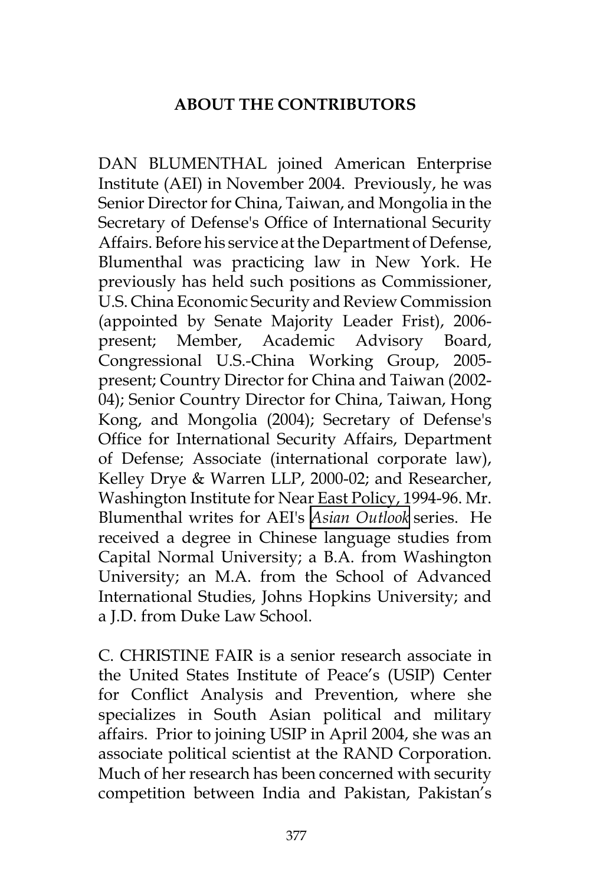## ABOUT THE CONTRIBUTORS

DAN BLUMENTHAL joined American Enterprise Institute (AEI) in November 2004. Previously, he was Senior Director for China, Taiwan, and Mongolia in the Secretary of Defense's Office of International Security Affairs. Before his service at the Department of Defense, Blumenthal was practicing law in New York. He previously has held such positions as Commissioner, U.S. China Economic Security and Review Commission (appointed by Senate Majority Leader Frist), 2006-present; Member, Academic Advisory Board, Congressional U.S.-China Working Group, 2005-present; Country Director for China and Taiwan (2002-04); Senior Country Director for China, Taiwan, Hong Kong, and Mongolia (2004); Secretary of Defense's Office for International Security Affairs, Department of Defense; Associate (international corporate law), Kelley Drye & Warren LLP, 2000-02; and Researcher, Washington Institute for Near East Policy, 1994-96. Mr. Blumenthal writes for AEI's *Asian Outlook* series. He received a degree in Chinese language studies from Capital Normal University; a B.A. from Washington University; an M.A. from the School of Advanced International Studies, Johns Hopkins University; and a J.D. from Duke Law School.

C. CHRISTINE FAIR is a senior research associate in the United States Institute of Peace's (USIP) Center for Conflict Analysis and Prevention, where she specializes in South Asian political and military affairs. Prior to joining USIP in April 2004, she was an associate political scientist at the RAND Corporation. Much of her research has been concerned with security competition between India and Pakistan, Pakistan's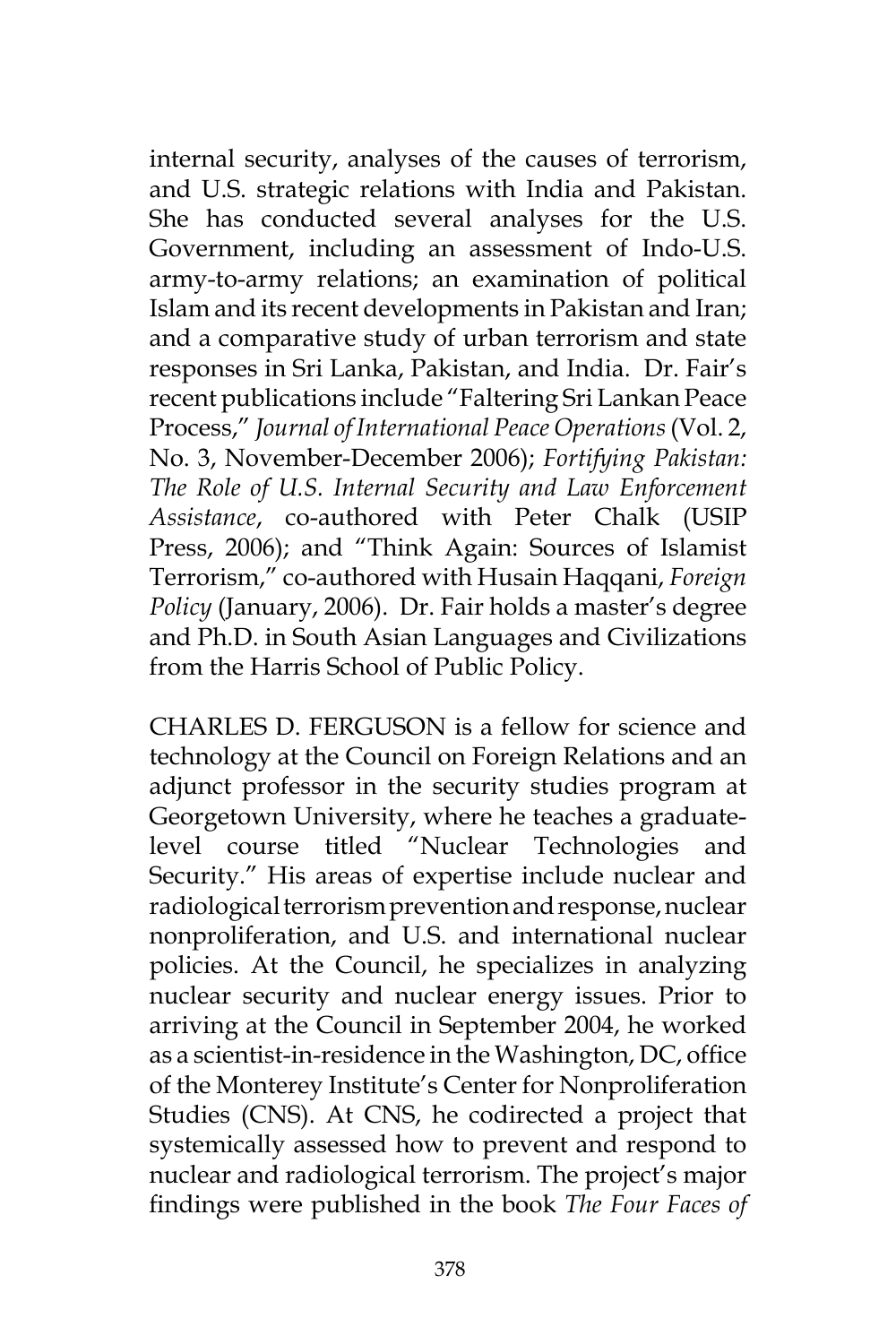internal security, analyses of the causes of terrorism, and U.S. strategic relations with India and Pakistan. She has conducted several analyses for the U.S. Government, including an assessment of Indo-U.S. army-to-army relations; an examination of political Islam and its recent developments in Pakistan and Iran; and a comparative study of urban terrorism and state responses in Sri Lanka, Pakistan, and India. Dr. Fair's recent publications include "Faltering Sri Lankan Peace Process," *Journal of International Peace Operations* (Vol. 2, No. 3, November-December 2006); *Fortifying Pakistan: The Role of U.S. Internal Security and Law Enforcement Assistance*, co-authored with Peter Chalk (USIP Press, 2006); and "Think Again: Sources of Islamist Terrorism," co-authored with Husain Haqqani, *Foreign Policy* (January, 2006). Dr. Fair holds a master's degree and Ph.D. in South Asian Languages and Civilizations from the Harris School of Public Policy.

CHARLES D. FERGUSON is a fellow for science and technology at the Council on Foreign Relations and an adjunct professor in the security studies program at Georgetown University, where he teaches a graduate-level course titled "Nuclear Technologies and Security." His areas of expertise include nuclear and radiological terrorism prevention and response, nuclear nonproliferation, and U.S. and international nuclear policies. At the Council, he specializes in analyzing nuclear security and nuclear energy issues. Prior to arriving at the Council in September 2004, he worked as a scientist-in-residence in the Washington, DC, office of the Monterey Institute's Center for Nonproliferation Studies (CNS). At CNS, he codirected a project that systemically assessed how to prevent and respond to nuclear and radiological terrorism. The project's major findings were published in the book *The Four Faces of*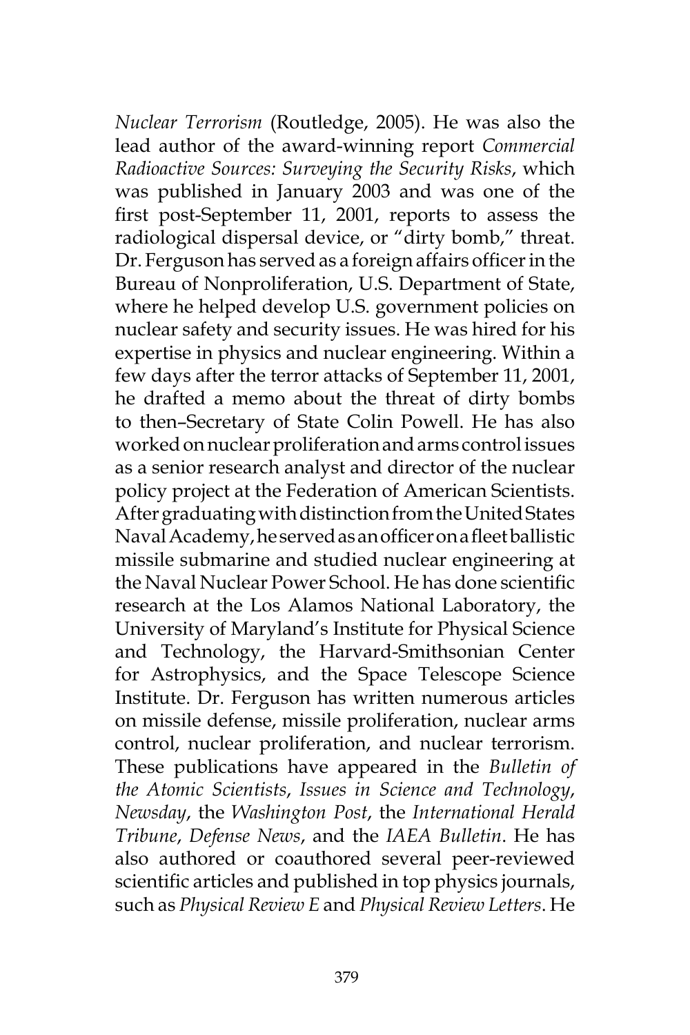*Nuclear Terrorism* (Routledge, 2005). He was also the lead author of the award-winning report *Commercial Radioactive Sources: Surveying the Security Risks*, which was published in January 2003 and was one of the first post-September 11, 2001, reports to assess the radiological dispersal device, or "dirty bomb," threat. Dr. Ferguson has served as a foreign affairs officer in the Bureau of Nonproliferation, U.S. Department of State, where he helped develop U.S. government policies on nuclear safety and security issues. He was hired for his expertise in physics and nuclear engineering. Within a few days after the terror attacks of September 11, 2001, he drafted a memo about the threat of dirty bombs to then–Secretary of State Colin Powell. He has also worked on nuclear proliferation and arms control issues as a senior research analyst and director of the nuclear policy project at the Federation of American Scientists. After graduating with distinction from the United States Naval Academy, he served as an officer on a fleet ballistic missile submarine and studied nuclear engineering at the Naval Nuclear Power School. He has done scientific research at the Los Alamos National Laboratory, the University of Maryland's Institute for Physical Science and Technology, the Harvard-Smithsonian Center for Astrophysics, and the Space Telescope Science Institute. Dr. Ferguson has written numerous articles on missile defense, missile proliferation, nuclear arms control, nuclear proliferation, and nuclear terrorism. These publications have appeared in the *Bulletin of the Atomic Scientists*, *Issues in Science and Technology*, *Newsday*, the *Washington Post*, the *International Herald Tribune*, *Defense News*, and the *IAEA Bulletin*. He has also authored or coauthored several peer-reviewed scientific articles and published in top physics journals, such as *Physical Review E* and *Physical Review Letters*. He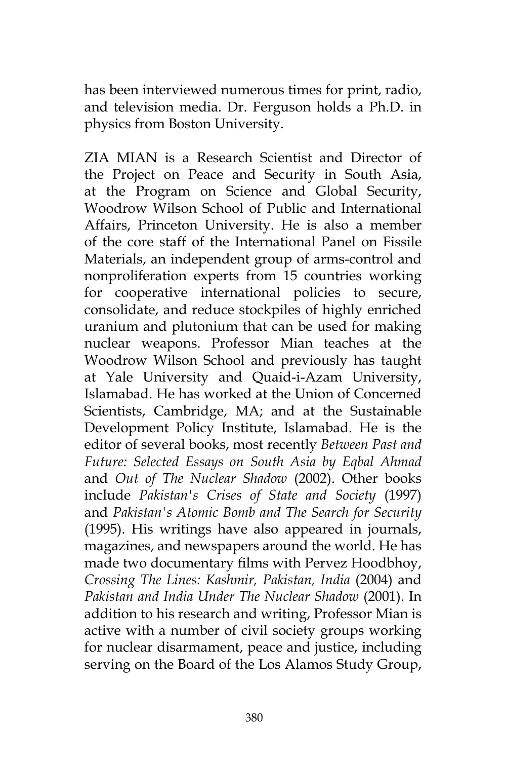has been interviewed numerous times for print, radio, and television media. Dr. Ferguson holds a Ph.D. in physics from Boston University.

ZIA MIAN is a Research Scientist and Director of the Project on Peace and Security in South Asia, at the Program on Science and Global Security, Woodrow Wilson School of Public and International Affairs, Princeton University. He is also a member of the core staff of the International Panel on Fissile Materials, an independent group of arms-control and nonproliferation experts from 15 countries working for cooperative international policies to secure, consolidate, and reduce stockpiles of highly enriched uranium and plutonium that can be used for making nuclear weapons. Professor Mian teaches at the Woodrow Wilson School and previously has taught at Yale University and Quaid-i-Azam University, Islamabad. He has worked at the Union of Concerned Scientists, Cambridge, MA; and at the Sustainable Development Policy Institute, Islamabad. He is the editor of several books, most recently *Between Past and Future: Selected Essays on South Asia by Eqbal Ahmad* and *Out of The Nuclear Shadow* (2002). Other books include *Pakistan's Crises of State and Society* (1997) and *Pakistan's Atomic Bomb and The Search for Security* (1995). His writings have also appeared in journals, magazines, and newspapers around the world. He has made two documentary films with Pervez Hoodbhoy, *Crossing The Lines: Kashmir, Pakistan, India* (2004) and *Pakistan and India Under The Nuclear Shadow* (2001). In addition to his research and writing, Professor Mian is active with a number of civil society groups working for nuclear disarmament, peace and justice, including serving on the Board of the Los Alamos Study Group,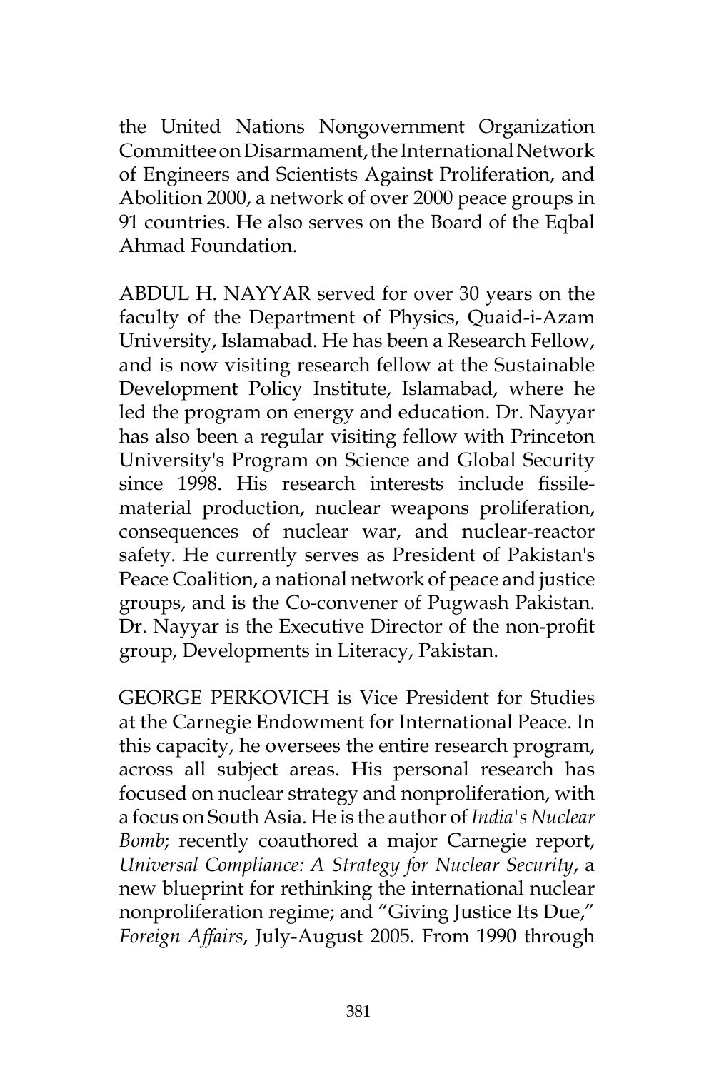the United Nations Nongovernment Organization Committee on Disarmament, the International Network of Engineers and Scientists Against Proliferation, and Abolition 2000, a network of over 2000 peace groups in 91 countries. He also serves on the Board of the Eqbal Ahmad Foundation.

ABDUL H. NAYYAR served for over 30 years on the faculty of the Department of Physics, Quaid-i-Azam University, Islamabad. He has been a Research Fellow, and is now visiting research fellow at the Sustainable Development Policy Institute, Islamabad, where he led the program on energy and education. Dr. Nayyar has also been a regular visiting fellow with Princeton University's Program on Science and Global Security since 1998. His research interests include fissile-material production, nuclear weapons proliferation, consequences of nuclear war, and nuclear-reactor safety. He currently serves as President of Pakistan's Peace Coalition, a national network of peace and justice groups, and is the Co-convener of Pugwash Pakistan. Dr. Nayyar is the Executive Director of the non-profit group, Developments in Literacy, Pakistan.

GEORGE PERKOVICH is Vice President for Studies at the Carnegie Endowment for International Peace. In this capacity, he oversees the entire research program, across all subject areas. His personal research has focused on nuclear strategy and nonproliferation, with a focus on South Asia. He is the author of *India's Nuclear Bomb*; recently coauthored a major Carnegie report, *Universal Compliance: A Strategy for Nuclear Security*, a new blueprint for rethinking the international nuclear nonproliferation regime; and "Giving Justice Its Due," *Foreign Affairs*, July-August 2005. From 1990 through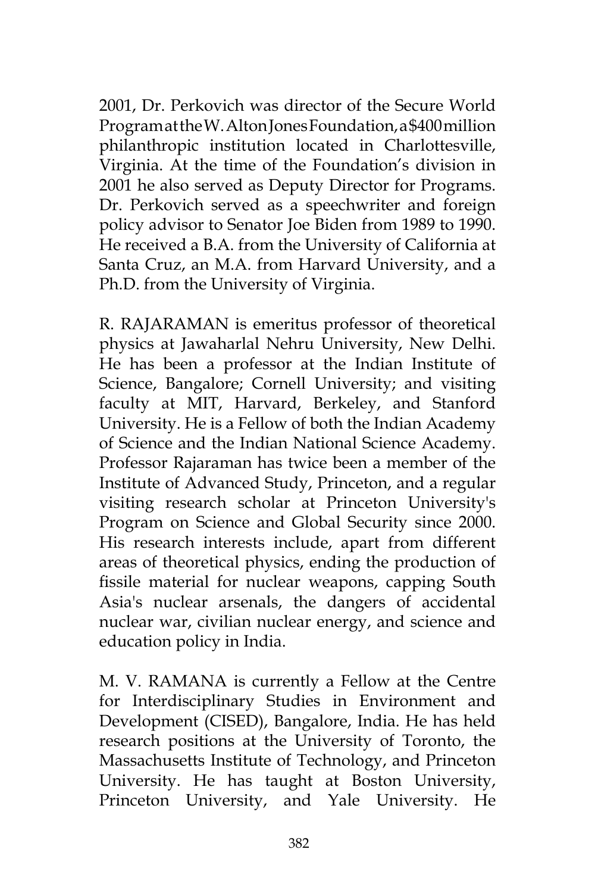2001, Dr. Perkovich was director of the Secure World Program at the W. Alton Jones Foundation, a $400 million philanthropic institution located in Charlottesville, Virginia. At the time of the Foundation's division in 2001 he also served as Deputy Director for Programs. Dr. Perkovich served as a speechwriter and foreign policy advisor to Senator Joe Biden from 1989 to 1990. He received a B.A. from the University of California at Santa Cruz, an M.A. from Harvard University, and a Ph.D. from the University of Virginia.

R. RAJARAMAN is emeritus professor of theoretical physics at Jawaharlal Nehru University, New Delhi. He has been a professor at the Indian Institute of Science, Bangalore; Cornell University; and visiting faculty at MIT, Harvard, Berkeley, and Stanford University. He is a Fellow of both the Indian Academy of Science and the Indian National Science Academy. Professor Rajaraman has twice been a member of the Institute of Advanced Study, Princeton, and a regular visiting research scholar at Princeton University's Program on Science and Global Security since 2000. His research interests include, apart from different areas of theoretical physics, ending the production of fissile material for nuclear weapons, capping South Asia's nuclear arsenals, the dangers of accidental nuclear war, civilian nuclear energy, and science and education policy in India.

M. V. RAMANA is currently a Fellow at the Centre for Interdisciplinary Studies in Environment and Development (CISED), Bangalore, India. He has held research positions at the University of Toronto, the Massachusetts Institute of Technology, and Princeton University. He has taught at Boston University, Princeton University, and Yale University. He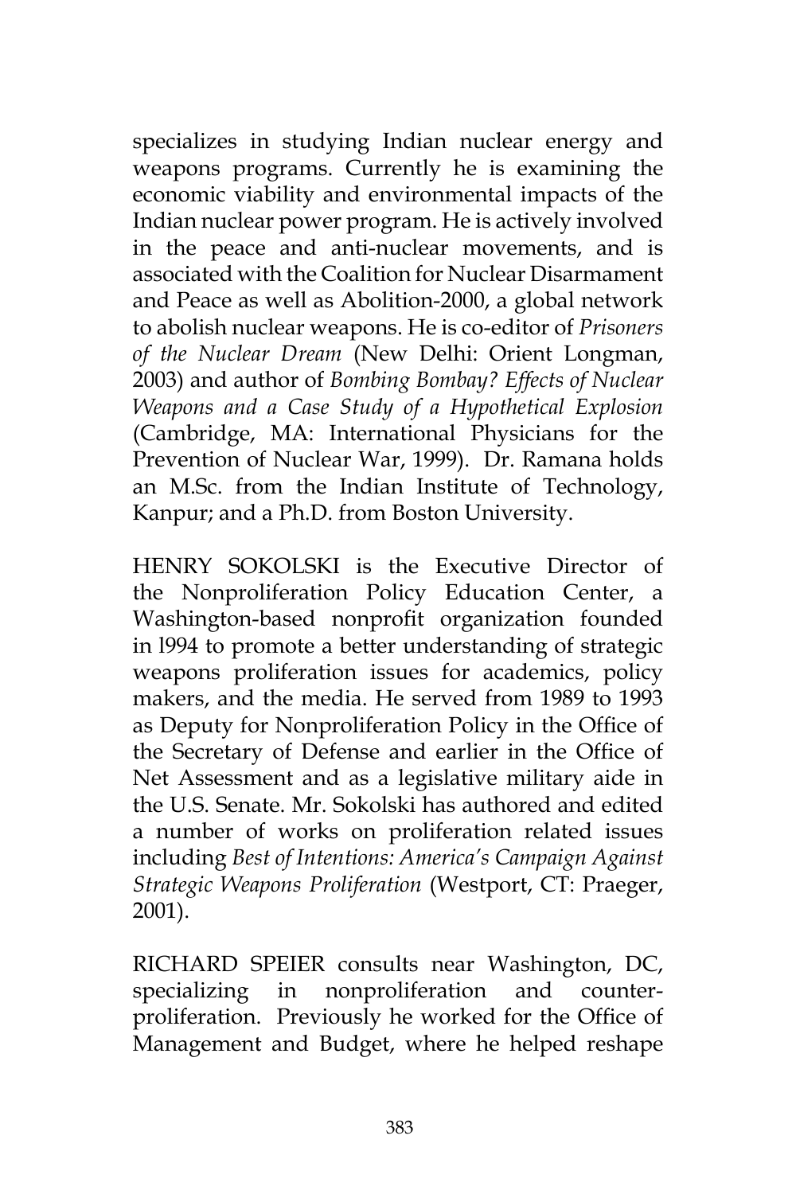specializes in studying Indian nuclear energy and weapons programs. Currently he is examining the economic viability and environmental impacts of the Indian nuclear power program. He is actively involved in the peace and anti-nuclear movements, and is associated with the Coalition for Nuclear Disarmament and Peace as well as Abolition-2000, a global network to abolish nuclear weapons. He is co-editor of *Prisoners of the Nuclear Dream* (New Delhi: Orient Longman, 2003) and author of *Bombing Bombay? Effects of Nuclear Weapons and a Case Study of a Hypothetical Explosion* (Cambridge, MA: International Physicians for the Prevention of Nuclear War, 1999). Dr. Ramana holds an M.Sc. from the Indian Institute of Technology, Kanpur; and a Ph.D. from Boston University.

HENRY SOKOLSKI is the Executive Director of the Nonproliferation Policy Education Center, a Washington-based nonprofit organization founded in l994 to promote a better understanding of strategic weapons proliferation issues for academics, policy makers, and the media. He served from 1989 to 1993 as Deputy for Nonproliferation Policy in the Office of the Secretary of Defense and earlier in the Office of Net Assessment and as a legislative military aide in the U.S. Senate. Mr. Sokolski has authored and edited a number of works on proliferation related issues including *Best of Intentions: America's Campaign Against Strategic Weapons Proliferation* (Westport, CT: Praeger, 2001).

RICHARD SPEIER consults near Washington, DC, specializing in nonproliferation and counter-proliferation. Previously he worked for the Office of Management and Budget, where he helped reshape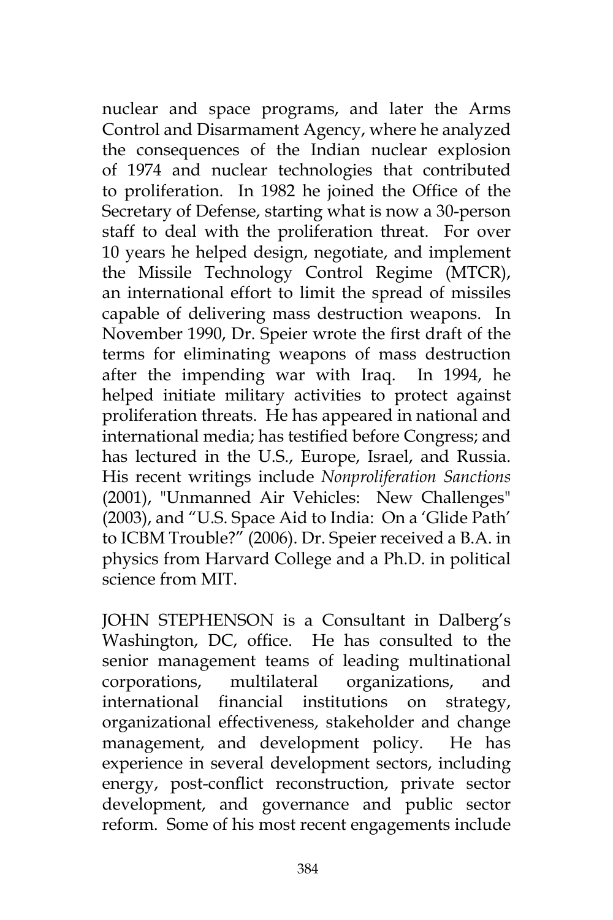nuclear and space programs, and later the Arms Control and Disarmament Agency, where he analyzed the consequences of the Indian nuclear explosion of 1974 and nuclear technologies that contributed to proliferation. In 1982 he joined the Office of the Secretary of Defense, starting what is now a 30-person staff to deal with the proliferation threat. For over 10 years he helped design, negotiate, and implement the Missile Technology Control Regime (MTCR), an international effort to limit the spread of missiles capable of delivering mass destruction weapons. In November 1990, Dr. Speier wrote the first draft of the terms for eliminating weapons of mass destruction after the impending war with Iraq. In 1994, he helped initiate military activities to protect against proliferation threats. He has appeared in national and international media; has testified before Congress; and has lectured in the U.S., Europe, Israel, and Russia. His recent writings include *Nonproliferation Sanctions* (2001), "Unmanned Air Vehicles: New Challenges" (2003), and "U.S. Space Aid to India: On a 'Glide Path' to ICBM Trouble?" (2006). Dr. Speier received a B.A. in physics from Harvard College and a Ph.D. in political science from MIT.

JOHN STEPHENSON is a Consultant in Dalberg's Washington, DC, office. He has consulted to the senior management teams of leading multinational corporations, multilateral organizations, and international financial institutions on strategy, organizational effectiveness, stakeholder and change management, and development policy. He has experience in several development sectors, including energy, post-conflict reconstruction, private sector development, and governance and public sector reform. Some of his most recent engagements include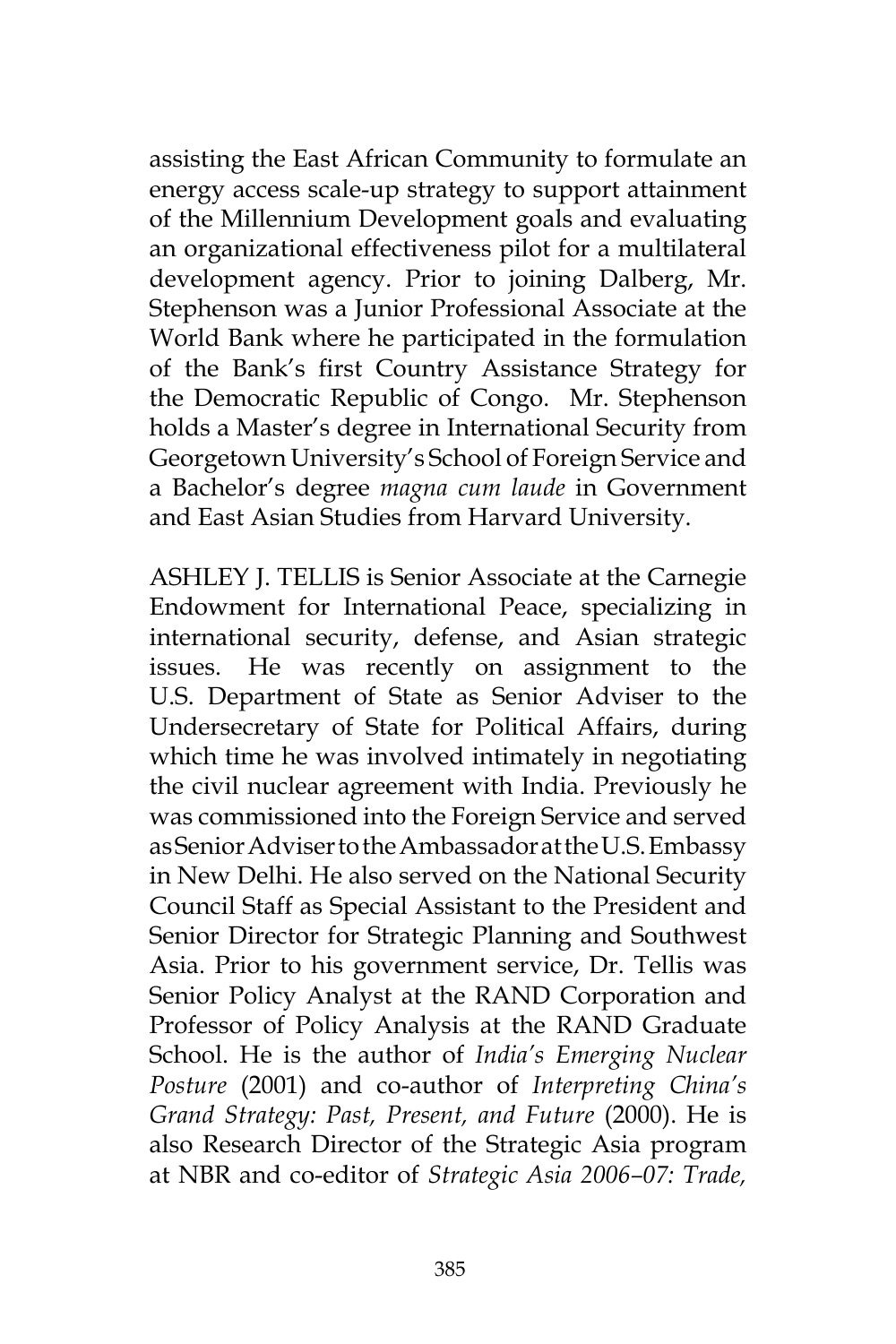assisting the East African Community to formulate an energy access scale-up strategy to support attainment of the Millennium Development goals and evaluating an organizational effectiveness pilot for a multilateral development agency. Prior to joining Dalberg, Mr. Stephenson was a Junior Professional Associate at the World Bank where he participated in the formulation of the Bank's first Country Assistance Strategy for the Democratic Republic of Congo. Mr. Stephenson holds a Master's degree in International Security from Georgetown University's School of Foreign Service and a Bachelor's degree *magna cum laude* in Government and East Asian Studies from Harvard University.

ASHLEY J. TELLIS is Senior Associate at the Carnegie Endowment for International Peace, specializing in international security, defense, and Asian strategic issues. He was recently on assignment to the U.S. Department of State as Senior Adviser to the Undersecretary of State for Political Affairs, during which time he was involved intimately in negotiating the civil nuclear agreement with India. Previously he was commissioned into the Foreign Service and served as Senior Adviser to the Ambassador at the U.S. Embassy in New Delhi. He also served on the National Security Council Staff as Special Assistant to the President and Senior Director for Strategic Planning and Southwest Asia. Prior to his government service, Dr. Tellis was Senior Policy Analyst at the RAND Corporation and Professor of Policy Analysis at the RAND Graduate School. He is the author of *India's Emerging Nuclear Posture* (2001) and co-author of *Interpreting China's Grand Strategy: Past, Present, and Future* (2000). He is also Research Director of the Strategic Asia program at NBR and co-editor of *Strategic Asia 2006–07: Trade,*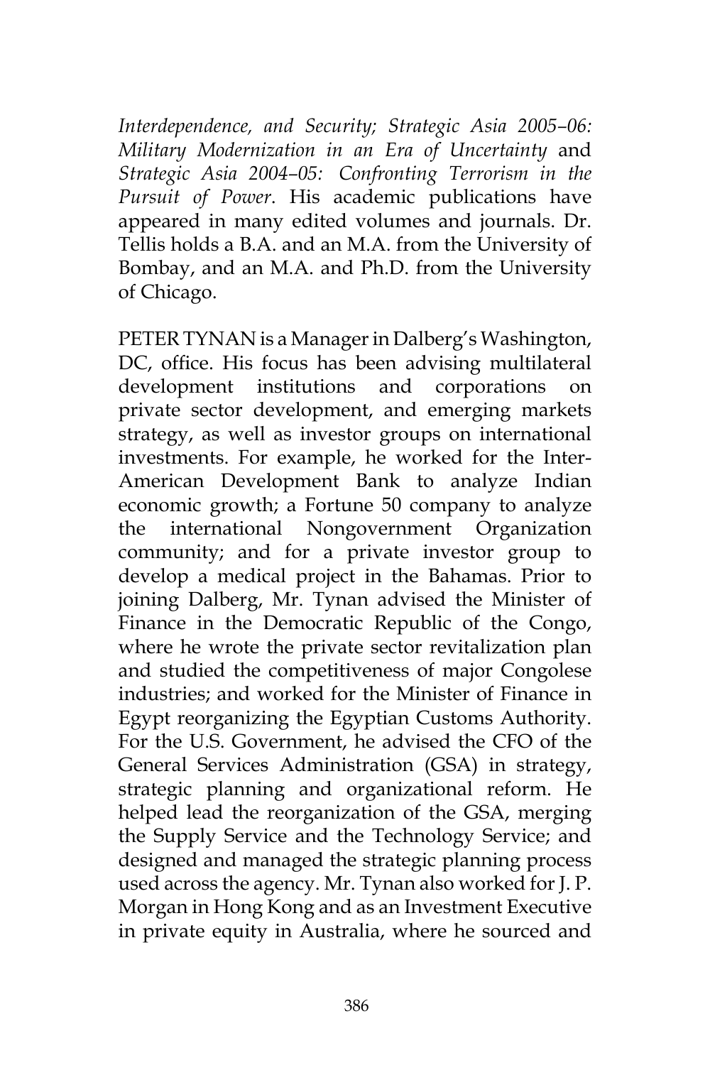*Interdependence, and Security; Strategic Asia 2005–06: Military Modernization in an Era of Uncertainty* and *Strategic Asia 2004–05: Confronting Terrorism in the Pursuit of Power*. His academic publications have appeared in many edited volumes and journals. Dr. Tellis holds a B.A. and an M.A. from the University of Bombay, and an M.A. and Ph.D. from the University of Chicago.

PETER TYNAN is a Manager in Dalberg's Washington, DC, office. His focus has been advising multilateral development institutions and corporations on private sector development, and emerging markets strategy, as well as investor groups on international investments. For example, he worked for the Inter-American Development Bank to analyze Indian economic growth; a Fortune 50 company to analyze the international Nongovernment Organization community; and for a private investor group to develop a medical project in the Bahamas. Prior to joining Dalberg, Mr. Tynan advised the Minister of Finance in the Democratic Republic of the Congo, where he wrote the private sector revitalization plan and studied the competitiveness of major Congolese industries; and worked for the Minister of Finance in Egypt reorganizing the Egyptian Customs Authority. For the U.S. Government, he advised the CFO of the General Services Administration (GSA) in strategy, strategic planning and organizational reform. He helped lead the reorganization of the GSA, merging the Supply Service and the Technology Service; and designed and managed the strategic planning process used across the agency. Mr. Tynan also worked for J. P. Morgan in Hong Kong and as an Investment Executive in private equity in Australia, where he sourced and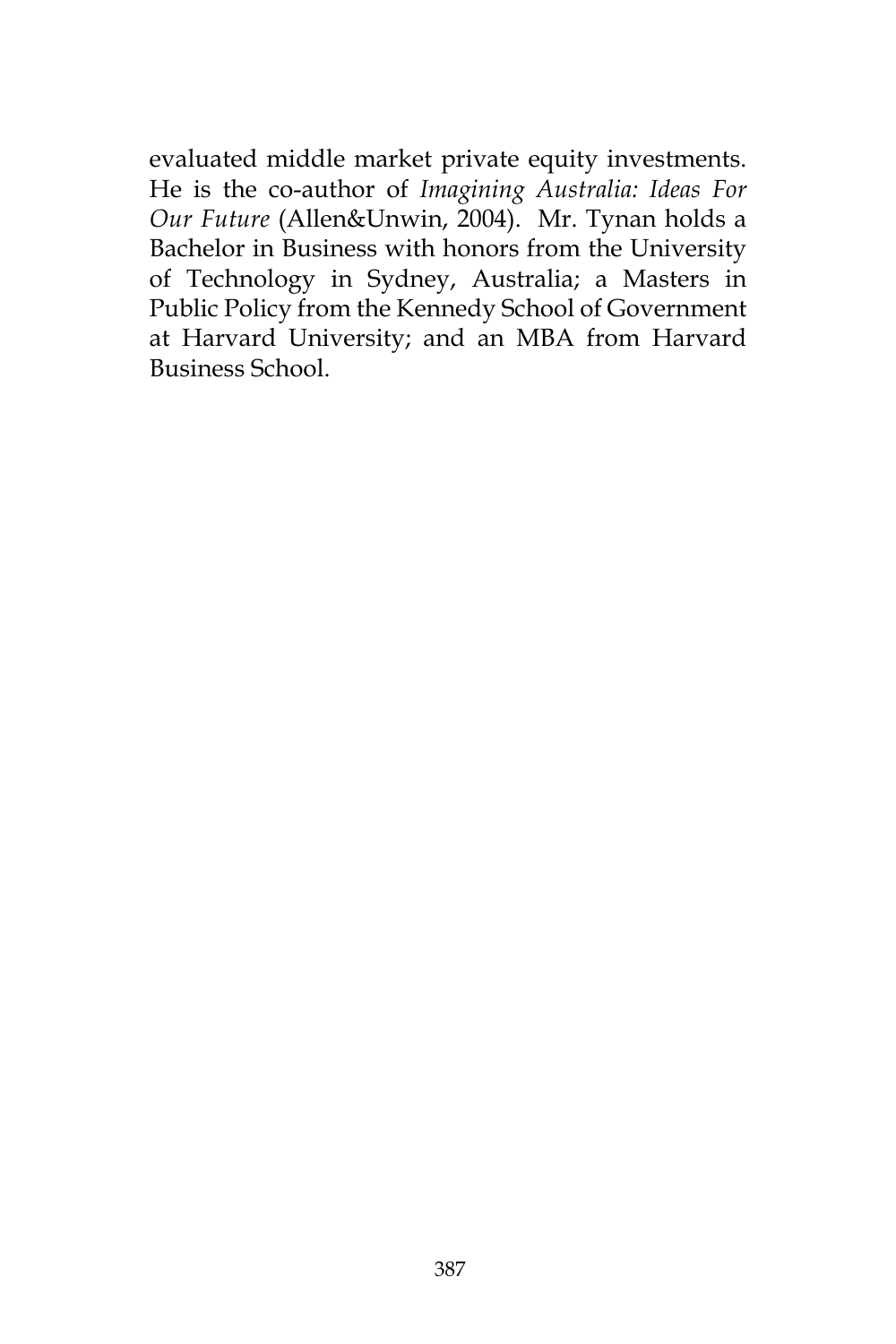evaluated middle market private equity investments. He is the co-author of *Imagining Australia: Ideas For Our Future* (Allen&Unwin, 2004). Mr. Tynan holds a Bachelor in Business with honors from the University of Technology in Sydney, Australia; a Masters in Public Policy from the Kennedy School of Government at Harvard University; and an MBA from Harvard Business School.